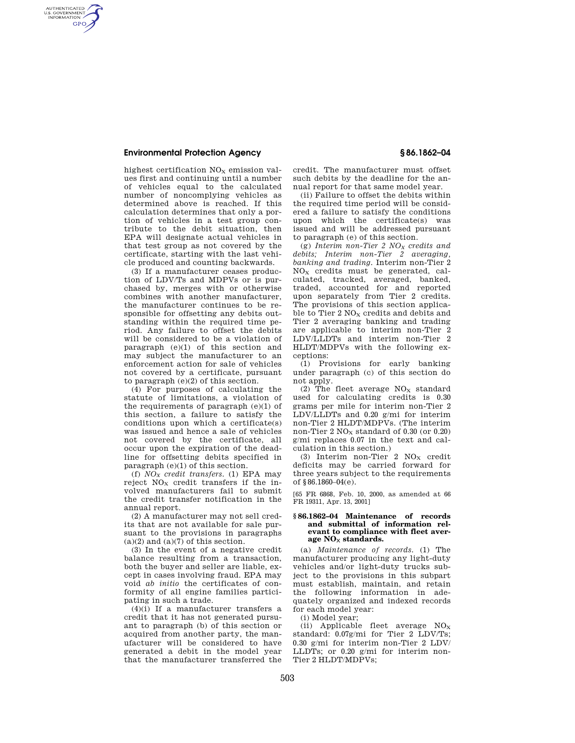highest certification $NO_X$ emission values first and continuing until a number of vehicles equal to the calculated number of noncomplying vehicles as determined above is reached. If this calculation determines that only a portion of vehicles in a test group contribute to the debit situation, then EPA will designate actual vehicles in that test group as not covered by the certificate, starting with the last vehicle produced and counting backwards.

(3) If a manufacturer ceases production of LDV/Ts and MDPVs or is purchased by, merges with or otherwise combines with another manufacturer, the manufacturer continues to be responsible for offsetting any debits outstanding within the required time period. Any failure to offset the debits will be considered to be a violation of paragraph (e)(1) of this section and may subject the manufacturer to an enforcement action for sale of vehicles not covered by a certificate, pursuant to paragraph (e)(2) of this section.

(4) For purposes of calculating the statute of limitations, a violation of the requirements of paragraph (e)(1) of this section, a failure to satisfy the conditions upon which a certificate(s) was issued and hence a sale of vehicles not covered by the certificate, all occur upon the expiration of the deadline for offsetting debits specified in paragraph (e)(1) of this section.

(f) *$NO_X$ credit transfers.* (1) EPA may reject $NO_X$ credit transfers if the involved manufacturers fail to submit the credit transfer notification in the annual report.

(2) A manufacturer may not sell credits that are not available for sale pursuant to the provisions in paragraphs (a)(2) and (a)(7) of this section.

(3) In the event of a negative credit balance resulting from a transaction, both the buyer and seller are liable, except in cases involving fraud. EPA may void *ab initio* the certificates of conformity of all engine families participating in such a trade.

(4)(i) If a manufacturer transfers a credit that it has not generated pursuant to paragraph (b) of this section or acquired from another party, the manufacturer will be considered to have generated a debit in the model year that the manufacturer transferred the credit. The manufacturer must offset such debits by the deadline for the annual report for that same model year.

(ii) Failure to offset the debits within the required time period will be considered a failure to satisfy the conditions upon which the certificate(s) was issued and will be addressed pursuant to paragraph (e) of this section.

(g) *Interim non-Tier 2 $NO_X$ credits and debits; Interim non-Tier 2 averaging, banking and trading.* Interim non-Tier 2 $NO_X$ credits must be generated, calculated, tracked, averaged, banked, traded, accounted for and reported upon separately from Tier 2 credits. The provisions of this section applicable to Tier 2 $NO_X$ credits and debits and Tier 2 averaging banking and trading are applicable to interim non-Tier 2 LDV/LLDTs and interim non-Tier 2 HLDT/MDPVs with the following exceptions:

(1) Provisions for early banking under paragraph (c) of this section do not apply.

(2) The fleet average $NO_X$ standard used for calculating credits is 0.30 grams per mile for interim non-Tier 2 LDV/LLDTs and 0.20 g/mi for interim non-Tier 2 HLDT/MDPVs. (The interim non-Tier 2 $NO_X$ standard of 0.30 (or 0.20) g/mi replaces 0.07 in the text and calculation in this section.)

(3) Interim non-Tier 2 $NO_X$ credit deficits may be carried forward for three years subject to the requirements of §86.1860–04(e).

[65 FR 6868, Feb. 10, 2000, as amended at 66 FR 19311, Apr. 13, 2001]

## §86.1862–04 Maintenance of records and submittal of information relevant to compliance with fleet average $NO_X$ standards.

(a) *Maintenance of records.* (1) The manufacturer producing any light-duty vehicles and/or light-duty trucks subject to the provisions in this subpart must establish, maintain, and retain the following information in adequately organized and indexed records for each model year:

(i) Model year;

(ii) Applicable fleet average $NO_X$ standard: 0.07g/mi for Tier 2 LDV/Ts; 0.30 g/mi for interim non-Tier 2 LDV/LLDTs; or 0.20 g/mi for interim non-Tier 2 HLDT/MDPVs;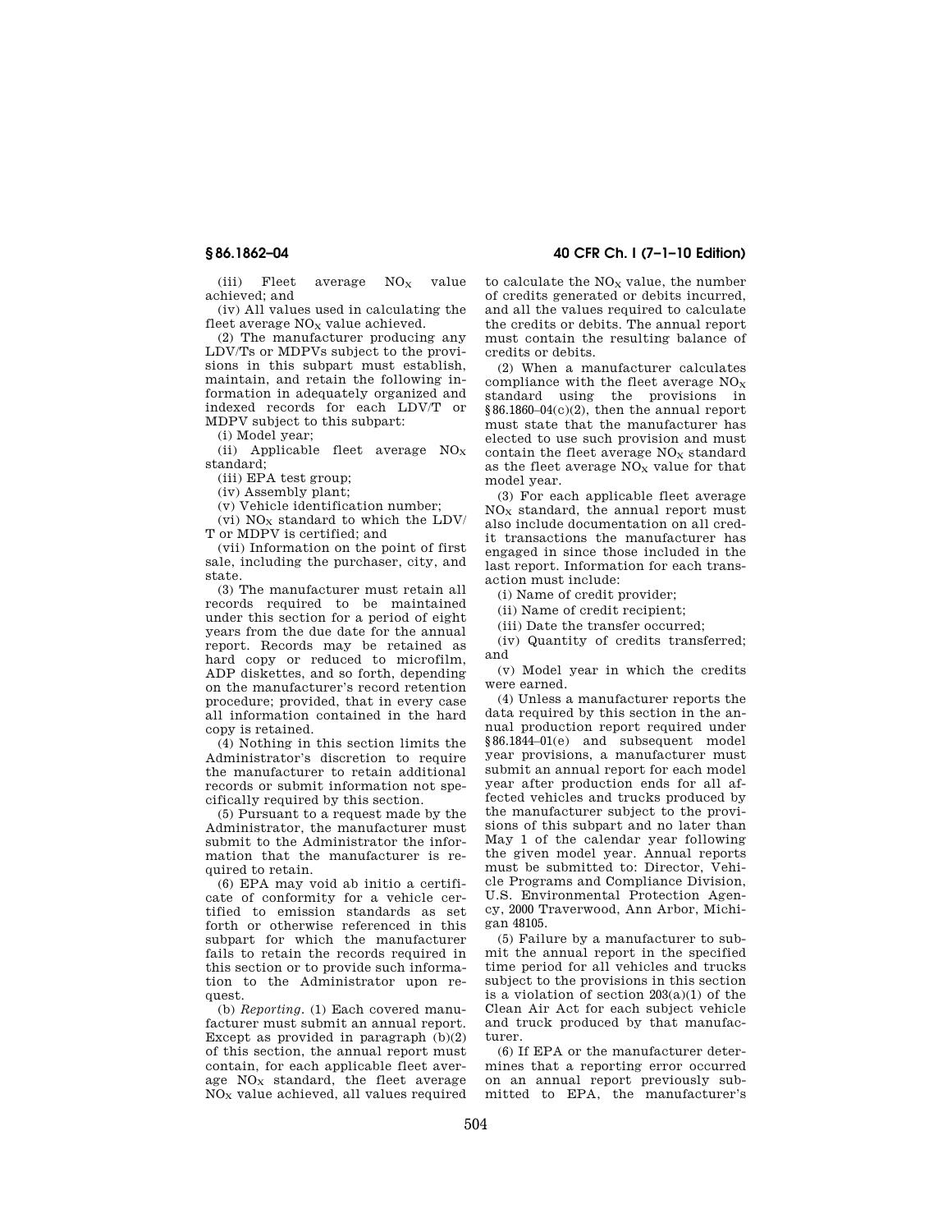(iii) Fleet average $NO_X$ value achieved; and

(iv) All values used in calculating the fleet average $NO_X$ value achieved.

(2) The manufacturer producing any LDV/Ts or MDPVs subject to the provisions in this subpart must establish, maintain, and retain the following information in adequately organized and indexed records for each LDV/T or MDPV subject to this subpart:

(i) Model year;

(ii) Applicable fleet average $NO_X$ standard;

(iii) EPA test group;

(iv) Assembly plant;

(v) Vehicle identification number;

(vi) $NO_X$ standard to which the LDV/T or MDPV is certified; and

(vii) Information on the point of first sale, including the purchaser, city, and state.

(3) The manufacturer must retain all records required to be maintained under this section for a period of eight years from the due date for the annual report. Records may be retained as hard copy or reduced to microfilm, ADP diskettes, and so forth, depending on the manufacturer's record retention procedure; provided, that in every case all information contained in the hard copy is retained.

(4) Nothing in this section limits the Administrator's discretion to require the manufacturer to retain additional records or submit information not specifically required by this section.

(5) Pursuant to a request made by the Administrator, the manufacturer must submit to the Administrator the information that the manufacturer is required to retain.

(6) EPA may void ab initio a certificate of conformity for a vehicle certified to emission standards as set forth or otherwise referenced in this subpart for which the manufacturer fails to retain the records required in this section or to provide such information to the Administrator upon request.

(b) *Reporting.* (1) Each covered manufacturer must submit an annual report. Except as provided in paragraph (b)(2) of this section, the annual report must contain, for each applicable fleet average $NO_X$ standard, the fleet average $NO_X$ value achieved, all values required to calculate the $NO_X$ value, the number of credits generated or debits incurred, and all the values required to calculate the credits or debits. The annual report must contain the resulting balance of credits or debits.

(2) When a manufacturer calculates compliance with the fleet average $NO_X$ standard using the provisions in §86.1860–04(c)(2), then the annual report must state that the manufacturer has elected to use such provision and must contain the fleet average $NO_X$ standard as the fleet average $NO_X$ value for that model year.

(3) For each applicable fleet average $NO_X$ standard, the annual report must also include documentation on all credit transactions the manufacturer has engaged in since those included in the last report. Information for each transaction must include:

(i) Name of credit provider;

(ii) Name of credit recipient;

(iii) Date the transfer occurred;

(iv) Quantity of credits transferred; and

(v) Model year in which the credits were earned.

(4) Unless a manufacturer reports the data required by this section in the annual production report required under §86.1844–01(e) and subsequent model year provisions, a manufacturer must submit an annual report for each model year after production ends for all affected vehicles and trucks produced by the manufacturer subject to the provisions of this subpart and no later than May 1 of the calendar year following the given model year. Annual reports must be submitted to: Director, Vehicle Programs and Compliance Division, U.S. Environmental Protection Agency, 2000 Traverwood, Ann Arbor, Michigan 48105.

(5) Failure by a manufacturer to submit the annual report in the specified time period for all vehicles and trucks subject to the provisions in this section is a violation of section 203(a)(1) of the Clean Air Act for each subject vehicle and truck produced by that manufacturer.

(6) If EPA or the manufacturer determines that a reporting error occurred on an annual report previously submitted to EPA, the manufacturer's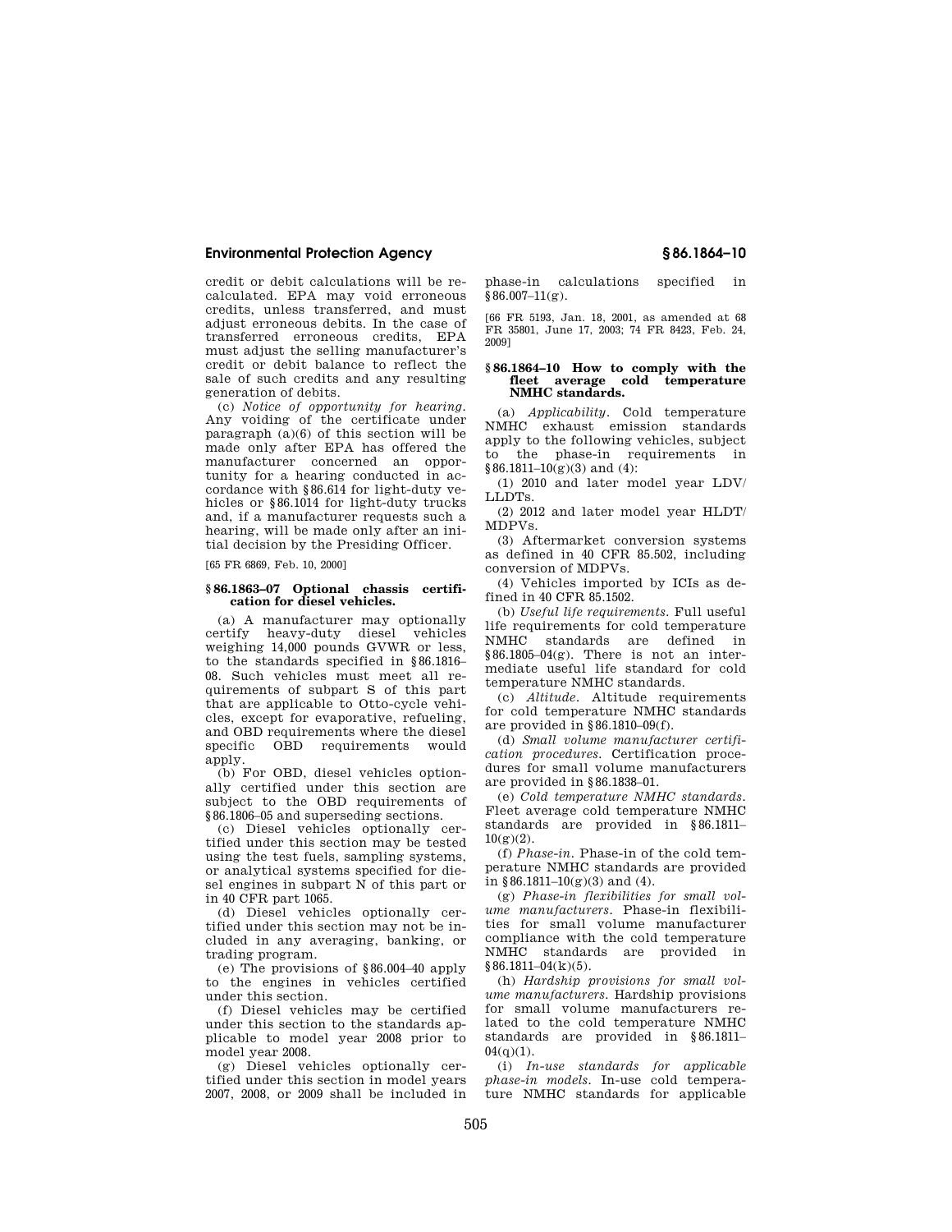credit or debit calculations will be recalculated. EPA may void erroneous credits, unless transferred, and must adjust erroneous debits. In the case of transferred erroneous credits, EPA must adjust the selling manufacturer's credit or debit balance to reflect the sale of such credits and any resulting generation of debits.

(c) *Notice of opportunity for hearing*. Any voiding of the certificate under paragraph (a)(6) of this section will be made only after EPA has offered the manufacturer concerned an opportunity for a hearing conducted in accordance with §86.614 for light-duty vehicles or §86.1014 for light-duty trucks and, if a manufacturer requests such a hearing, will be made only after an initial decision by the Presiding Officer.

[65 FR 6869, Feb. 10, 2000]

## §86.1863–07 Optional chassis certification for diesel vehicles.

(a) A manufacturer may optionally certify heavy-duty diesel vehicles weighing 14,000 pounds GVWR or less, to the standards specified in §86.1816–08. Such vehicles must meet all requirements of subpart S of this part that are applicable to Otto-cycle vehicles, except for evaporative, refueling, and OBD requirements where the diesel specific OBD requirements would apply.

(b) For OBD, diesel vehicles optionally certified under this section are subject to the OBD requirements of §86.1806–05 and superseding sections.

(c) Diesel vehicles optionally certified under this section may be tested using the test fuels, sampling systems, or analytical systems specified for diesel engines in subpart N of this part or in 40 CFR part 1065.

(d) Diesel vehicles optionally certified under this section may not be included in any averaging, banking, or trading program.

(e) The provisions of §86.004–40 apply to the engines in vehicles certified under this section.

(f) Diesel vehicles may be certified under this section to the standards applicable to model year 2008 prior to model year 2008.

(g) Diesel vehicles optionally certified under this section in model years 2007, 2008, or 2009 shall be included in phase-in calculations specified in §86.007–11(g).

[66 FR 5193, Jan. 18, 2001, as amended at 68 FR 35801, June 17, 2003; 74 FR 8423, Feb. 24, 2009]

## §86.1864–10 How to comply with the fleet average cold temperature NMHC standards.

(a) *Applicability*. Cold temperature NMHC exhaust emission standards apply to the following vehicles, subject to the phase-in requirements in §86.1811–10(g)(3) and (4):

(1) 2010 and later model year LDV/LLDTs.

(2) 2012 and later model year HLDT/MDPVs.

(3) Aftermarket conversion systems as defined in 40 CFR 85.502, including conversion of MDPVs.

(4) Vehicles imported by ICIs as defined in 40 CFR 85.1502.

(b) *Useful life requirements*. Full useful life requirements for cold temperature NMHC standards are defined in §86.1805–04(g). There is not an intermediate useful life standard for cold temperature NMHC standards.

(c) *Altitude*. Altitude requirements for cold temperature NMHC standards are provided in §86.1810–09(f).

(d) *Small volume manufacturer certification procedures*. Certification procedures for small volume manufacturers are provided in §86.1838–01.

(e) *Cold temperature NMHC standards*. Fleet average cold temperature NMHC standards are provided in §86.1811–10(g)(2).

(f) *Phase-in*. Phase-in of the cold temperature NMHC standards are provided in §86.1811–10(g)(3) and (4).

(g) *Phase-in flexibilities for small volume manufacturers*. Phase-in flexibilities for small volume manufacturer compliance with the cold temperature NMHC standards are provided in §86.1811–04(k)(5).

(h) *Hardship provisions for small volume manufacturers*. Hardship provisions for small volume manufacturers related to the cold temperature NMHC standards are provided in §86.1811–04(q)(1).

(i) *In-use standards for applicable phase-in models*. In-use cold temperature NMHC standards for applicable